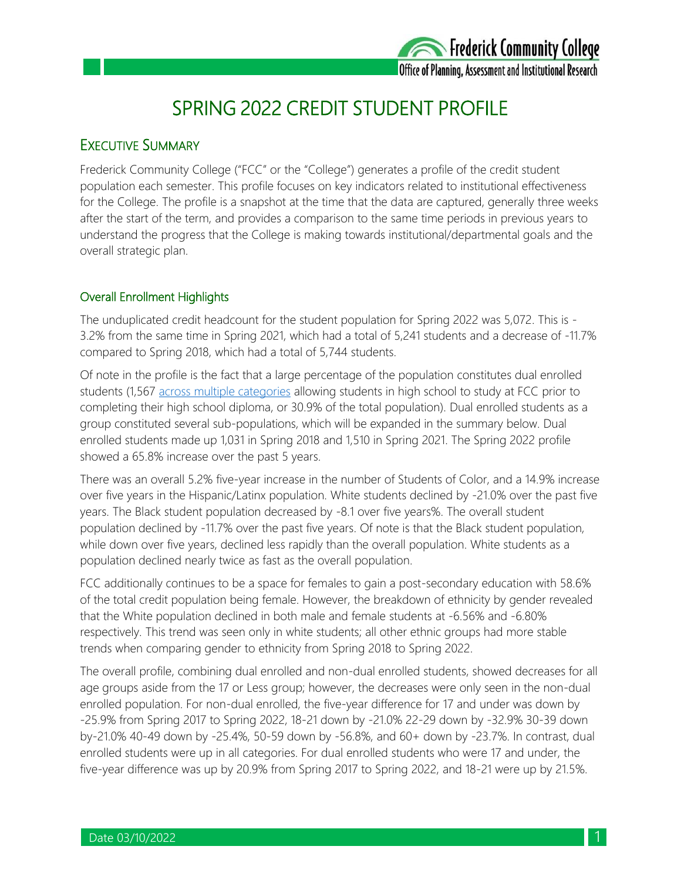# SPRING 2022 CREDIT STUDENT PROFILE

## Executive Summary

Frederick Community College ("FCC" or the "College") generates a profile of the credit student population each semester. This profile focuses on key indicators related to institutional effectiveness for the College. The profile is a snapshot at the time that the data are captured, generally three weeks after the start of the term, and provides a comparison to the same time periods in previous years to understand the progress that the College is making towards institutional/departmental goals and the overall strategic plan.

### Overall Enrollment Highlights

The unduplicated credit headcount for the student population for Spring 2022 was 5,072. This is -3.2% from the same time in Spring 2021, which had a total of 5,241 students and a decrease of -11.7% compared to Spring 2018, which had a total of 5,744 students.

Of note in the profile is the fact that a large percentage of the population constitutes dual enrolled students (1,567 across multiple categories allowing students in high school to study at FCC prior to completing their high school diploma, or 30.9% of the total population). Dual enrolled students as a group constituted several sub-populations, which will be expanded in the summary below. Dual enrolled students made up 1,031 in Spring 2018 and 1,510 in Spring 2021. The Spring 2022 profile showed a 65.8% increase over the past 5 years.

There was an overall 5.2% five-year increase in the number of Students of Color, and a 14.9% increase over five years in the Hispanic/Latinx population. White students declined by -21.0% over the past five years. The Black student population decreased by -8.1 over five years%. The overall student population declined by -11.7% over the past five years. Of note is that the Black student population, while down over five years, declined less rapidly than the overall population. White students as a population declined nearly twice as fast as the overall population.

FCC additionally continues to be a space for females to gain a post-secondary education with 58.6% of the total credit population being female. However, the breakdown of ethnicity by gender revealed that the White population declined in both male and female students at -6.56% and -6.80% respectively. This trend was seen only in white students; all other ethnic groups had more stable trends when comparing gender to ethnicity from Spring 2018 to Spring 2022.

The overall profile, combining dual enrolled and non-dual enrolled students, showed decreases for all age groups aside from the 17 or Less group; however, the decreases were only seen in the non-dual enrolled population. For non-dual enrolled, the five-year difference for 17 and under was down by -25.9% from Spring 2017 to Spring 2022, 18-21 down by -21.0% 22-29 down by -32.9% 30-39 down by-21.0% 40-49 down by -25.4%, 50-59 down by -56.8%, and 60+ down by -23.7%. In contrast, dual enrolled students were up in all categories. For dual enrolled students who were 17 and under, the five-year difference was up by 20.9% from Spring 2017 to Spring 2022, and 18-21 were up by 21.5%.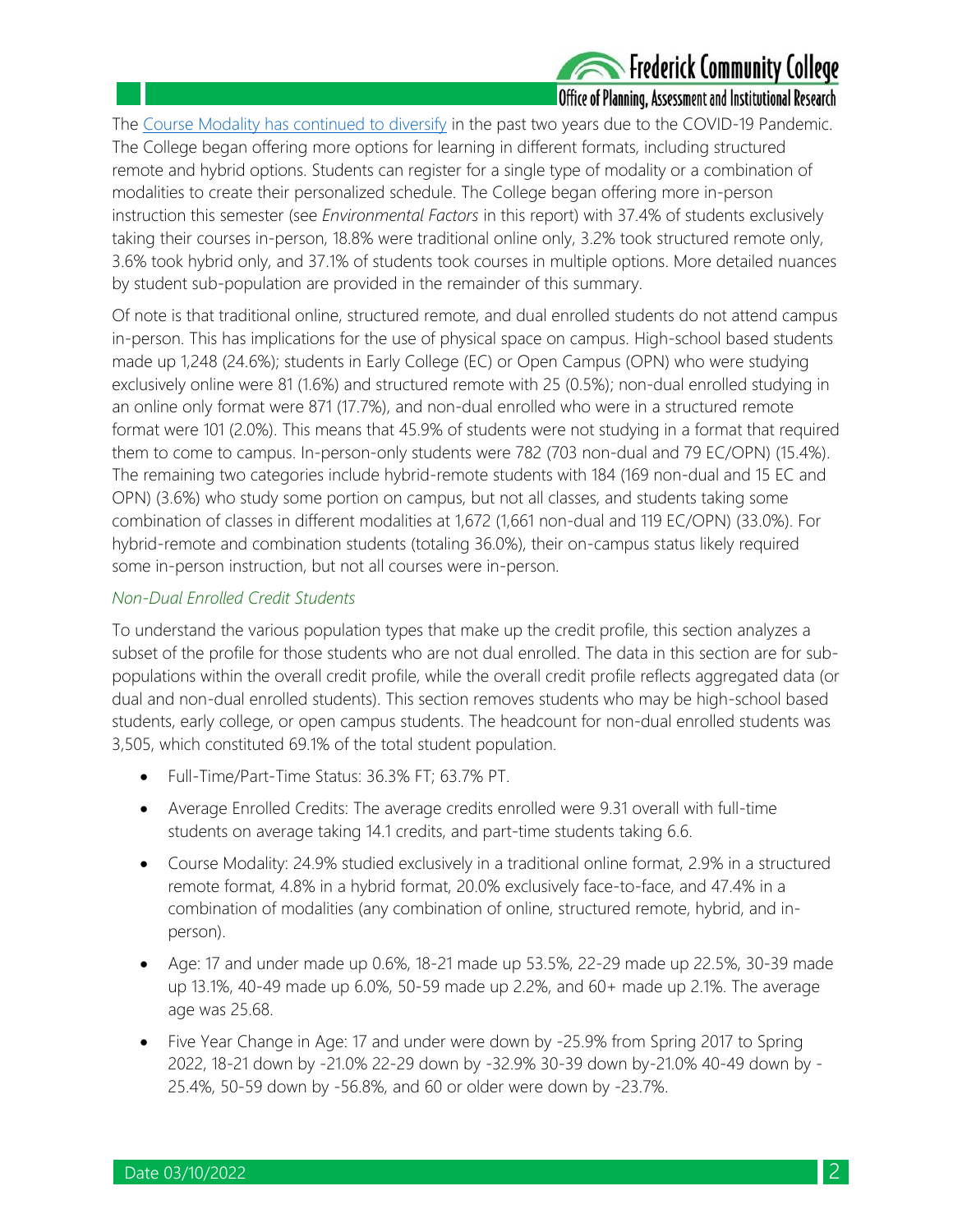The [Course Modality has continued to diversify]() in the past two years due to the COVID-19 Pandemic. The College began offering more options for learning in different formats, including structured remote and hybrid options. Students can register for a single type of modality or a combination of modalities to create their personalized schedule. The College began offering more in-person instruction this semester (see *Environmental Factors* in this report) with 37.4% of students exclusively taking their courses in-person, 18.8% were traditional online only, 3.2% took structured remote only, 3.6% took hybrid only, and 37.1% of students took courses in multiple options. More detailed nuances by student sub-population are provided in the remainder of this summary.

Of note is that traditional online, structured remote, and dual enrolled students do not attend campus in-person. This has implications for the use of physical space on campus. High-school based students made up 1,248 (24.6%); students in Early College (EC) or Open Campus (OPN) who were studying exclusively online were 81 (1.6%) and structured remote with 25 (0.5%); non-dual enrolled studying in an online only format were 871 (17.7%), and non-dual enrolled who were in a structured remote format were 101 (2.0%). This means that 45.9% of students were not studying in a format that required them to come to campus. In-person-only students were 782 (703 non-dual and 79 EC/OPN) (15.4%). The remaining two categories include hybrid-remote students with 184 (169 non-dual and 15 EC and OPN) (3.6%) who study some portion on campus, but not all classes, and students taking some combination of classes in different modalities at 1,672 (1,661 non-dual and 119 EC/OPN) (33.0%). For hybrid-remote and combination students (totaling 36.0%), their on-campus status likely required some in-person instruction, but not all courses were in-person.

### *Non-Dual Enrolled Credit Students*

To understand the various population types that make up the credit profile, this section analyzes a subset of the profile for those students who are not dual enrolled. The data in this section are for sub-populations within the overall credit profile, while the overall credit profile reflects aggregated data (or dual and non-dual enrolled students). This section removes students who may be high-school based students, early college, or open campus students. The headcount for non-dual enrolled students was 3,505, which constituted 69.1% of the total student population.

- Full-Time/Part-Time Status: 36.3% FT; 63.7% PT.
- Average Enrolled Credits: The average credits enrolled were 9.31 overall with full-time students on average taking 14.1 credits, and part-time students taking 6.6.
- Course Modality: 24.9% studied exclusively in a traditional online format, 2.9% in a structured remote format, 4.8% in a hybrid format, 20.0% exclusively face-to-face, and 47.4% in a combination of modalities (any combination of online, structured remote, hybrid, and in-person).
- Age: 17 and under made up 0.6%, 18-21 made up 53.5%, 22-29 made up 22.5%, 30-39 made up 13.1%, 40-49 made up 6.0%, 50-59 made up 2.2%, and 60+ made up 2.1%. The average age was 25.68.
- Five Year Change in Age: 17 and under were down by -25.9% from Spring 2017 to Spring 2022, 18-21 down by -21.0% 22-29 down by -32.9% 30-39 down by-21.0% 40-49 down by -25.4%, 50-59 down by -56.8%, and 60 or older were down by -23.7%.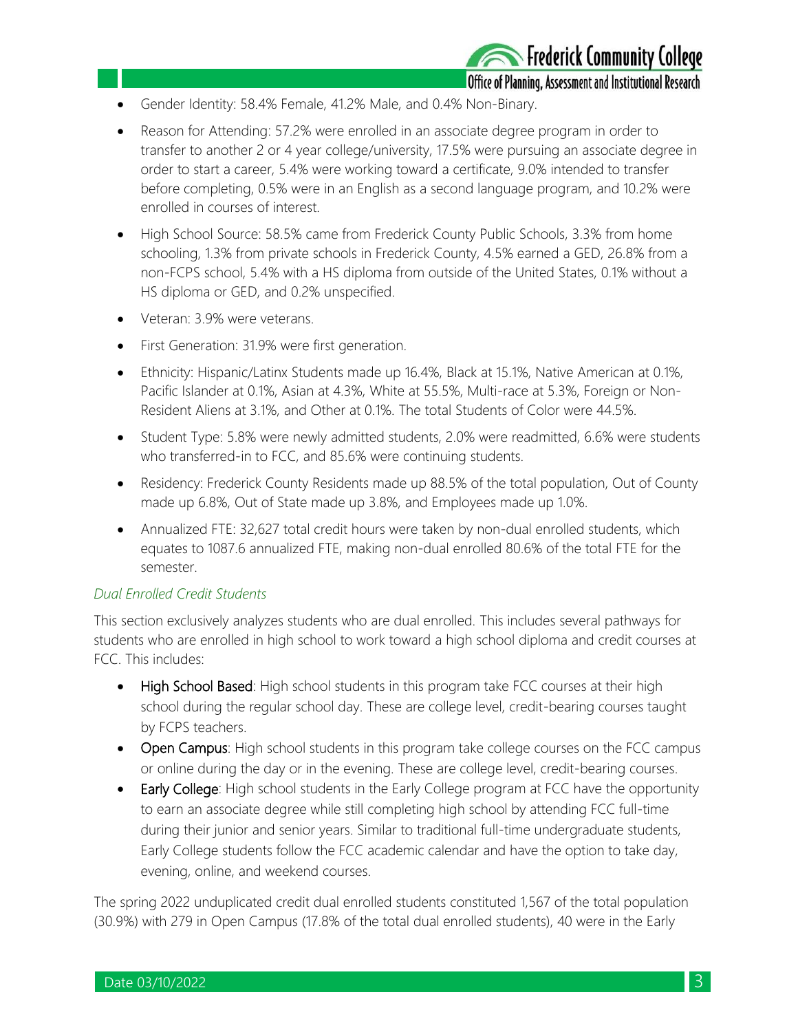- Gender Identity: 58.4% Female, 41.2% Male, and 0.4% Non-Binary.
- Reason for Attending: 57.2% were enrolled in an associate degree program in order to transfer to another 2 or 4 year college/university, 17.5% were pursuing an associate degree in order to start a career, 5.4% were working toward a certificate, 9.0% intended to transfer before completing, 0.5% were in an English as a second language program, and 10.2% were enrolled in courses of interest.
- High School Source: 58.5% came from Frederick County Public Schools, 3.3% from home schooling, 1.3% from private schools in Frederick County, 4.5% earned a GED, 26.8% from a non-FCPS school, 5.4% with a HS diploma from outside of the United States, 0.1% without a HS diploma or GED, and 0.2% unspecified.
- Veteran: 3.9% were veterans.
- First Generation: 31.9% were first generation.
- Ethnicity: Hispanic/Latinx Students made up 16.4%, Black at 15.1%, Native American at 0.1%, Pacific Islander at 0.1%, Asian at 4.3%, White at 55.5%, Multi-race at 5.3%, Foreign or Non-Resident Aliens at 3.1%, and Other at 0.1%. The total Students of Color were 44.5%.
- Student Type: 5.8% were newly admitted students, 2.0% were readmitted, 6.6% were students who transferred-in to FCC, and 85.6% were continuing students.
- Residency: Frederick County Residents made up 88.5% of the total population, Out of County made up 6.8%, Out of State made up 3.8%, and Employees made up 1.0%.
- Annualized FTE: 32,627 total credit hours were taken by non-dual enrolled students, which equates to 1087.6 annualized FTE, making non-dual enrolled 80.6% of the total FTE for the semester.

### *Dual Enrolled Credit Students*

This section exclusively analyzes students who are dual enrolled. This includes several pathways for students who are enrolled in high school to work toward a high school diploma and credit courses at FCC. This includes:

- **High School Based**: High school students in this program take FCC courses at their high school during the regular school day. These are college level, credit-bearing courses taught by FCPS teachers.
- **Open Campus**: High school students in this program take college courses on the FCC campus or online during the day or in the evening. These are college level, credit-bearing courses.
- **Early College**: High school students in the Early College program at FCC have the opportunity to earn an associate degree while still completing high school by attending FCC full-time during their junior and senior years. Similar to traditional full-time undergraduate students, Early College students follow the FCC academic calendar and have the option to take day, evening, online, and weekend courses.

The spring 2022 unduplicated credit dual enrolled students constituted 1,567 of the total population (30.9%) with 279 in Open Campus (17.8% of the total dual enrolled students), 40 were in the Early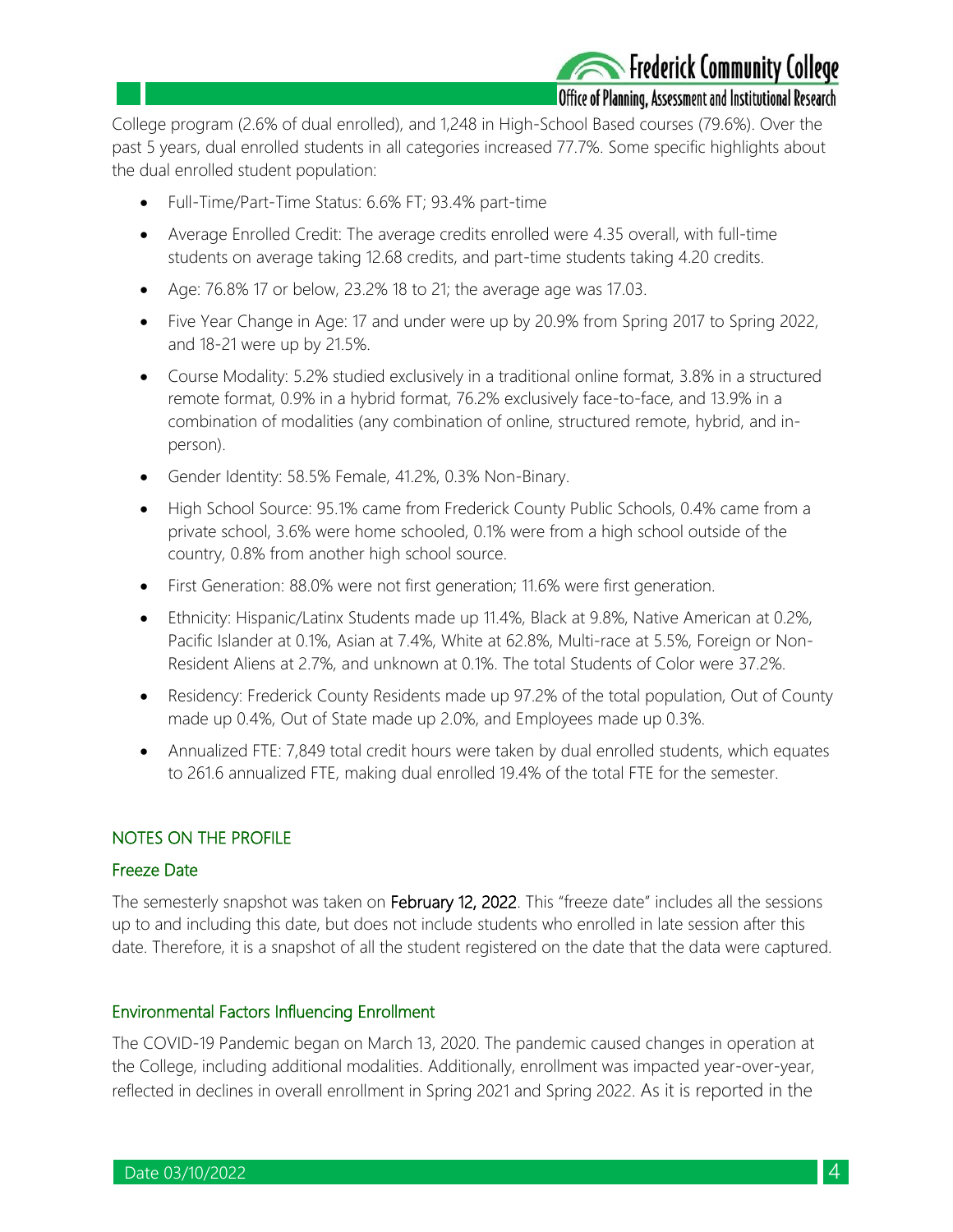College program (2.6% of dual enrolled), and 1,248 in High-School Based courses (79.6%). Over the past 5 years, dual enrolled students in all categories increased 77.7%. Some specific highlights about the dual enrolled student population:

- Full-Time/Part-Time Status: 6.6% FT; 93.4% part-time
- Average Enrolled Credit: The average credits enrolled were 4.35 overall, with full-time students on average taking 12.68 credits, and part-time students taking 4.20 credits.
- Age: 76.8% 17 or below, 23.2% 18 to 21; the average age was 17.03.
- Five Year Change in Age: 17 and under were up by 20.9% from Spring 2017 to Spring 2022, and 18-21 were up by 21.5%.
- Course Modality: 5.2% studied exclusively in a traditional online format, 3.8% in a structured remote format, 0.9% in a hybrid format, 76.2% exclusively face-to-face, and 13.9% in a combination of modalities (any combination of online, structured remote, hybrid, and in-person).
- Gender Identity: 58.5% Female, 41.2%, 0.3% Non-Binary.
- High School Source: 95.1% came from Frederick County Public Schools, 0.4% came from a private school, 3.6% were home schooled, 0.1% were from a high school outside of the country, 0.8% from another high school source.
- First Generation: 88.0% were not first generation; 11.6% were first generation.
- Ethnicity: Hispanic/Latinx Students made up 11.4%, Black at 9.8%, Native American at 0.2%, Pacific Islander at 0.1%, Asian at 7.4%, White at 62.8%, Multi-race at 5.5%, Foreign or Non-Resident Aliens at 2.7%, and unknown at 0.1%. The total Students of Color were 37.2%.
- Residency: Frederick County Residents made up 97.2% of the total population, Out of County made up 0.4%, Out of State made up 2.0%, and Employees made up 0.3%.
- Annualized FTE: 7,849 total credit hours were taken by dual enrolled students, which equates to 261.6 annualized FTE, making dual enrolled 19.4% of the total FTE for the semester.

## NOTES ON THE PROFILE

### Freeze Date

The semesterly snapshot was taken on **February 12, 2022**. This "freeze date" includes all the sessions up to and including this date, but does not include students who enrolled in late session after this date. Therefore, it is a snapshot of all the student registered on the date that the data were captured.

### Environmental Factors Influencing Enrollment

The COVID-19 Pandemic began on March 13, 2020. The pandemic caused changes in operation at the College, including additional modalities. Additionally, enrollment was impacted year-over-year, reflected in declines in overall enrollment in Spring 2021 and Spring 2022. As it is reported in the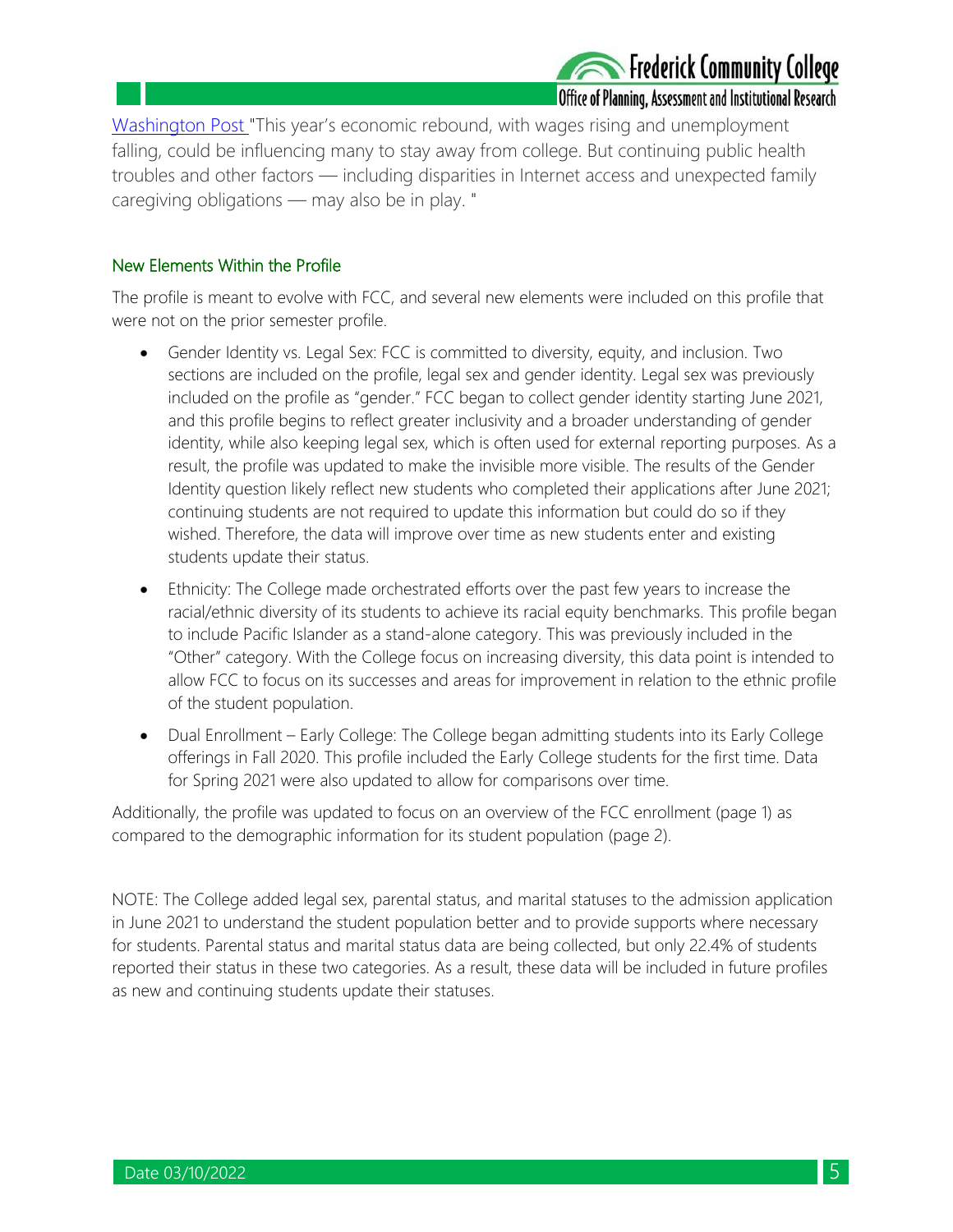Washington Post "This year's economic rebound, with wages rising and unemployment falling, could be influencing many to stay away from college. But continuing public health troubles and other factors — including disparities in Internet access and unexpected family caregiving obligations — may also be in play. "

## New Elements Within the Profile

The profile is meant to evolve with FCC, and several new elements were included on this profile that were not on the prior semester profile.

- Gender Identity vs. Legal Sex: FCC is committed to diversity, equity, and inclusion. Two sections are included on the profile, legal sex and gender identity. Legal sex was previously included on the profile as "gender." FCC began to collect gender identity starting June 2021, and this profile begins to reflect greater inclusivity and a broader understanding of gender identity, while also keeping legal sex, which is often used for external reporting purposes. As a result, the profile was updated to make the invisible more visible. The results of the Gender Identity question likely reflect new students who completed their applications after June 2021; continuing students are not required to update this information but could do so if they wished. Therefore, the data will improve over time as new students enter and existing students update their status.
- Ethnicity: The College made orchestrated efforts over the past few years to increase the racial/ethnic diversity of its students to achieve its racial equity benchmarks. This profile began to include Pacific Islander as a stand-alone category. This was previously included in the "Other" category. With the College focus on increasing diversity, this data point is intended to allow FCC to focus on its successes and areas for improvement in relation to the ethnic profile of the student population.
- Dual Enrollment – Early College: The College began admitting students into its Early College offerings in Fall 2020. This profile included the Early College students for the first time. Data for Spring 2021 were also updated to allow for comparisons over time.

Additionally, the profile was updated to focus on an overview of the FCC enrollment (page 1) as compared to the demographic information for its student population (page 2).

NOTE: The College added legal sex, parental status, and marital statuses to the admission application in June 2021 to understand the student population better and to provide supports where necessary for students. Parental status and marital status data are being collected, but only 22.4% of students reported their status in these two categories. As a result, these data will be included in future profiles as new and continuing students update their statuses.